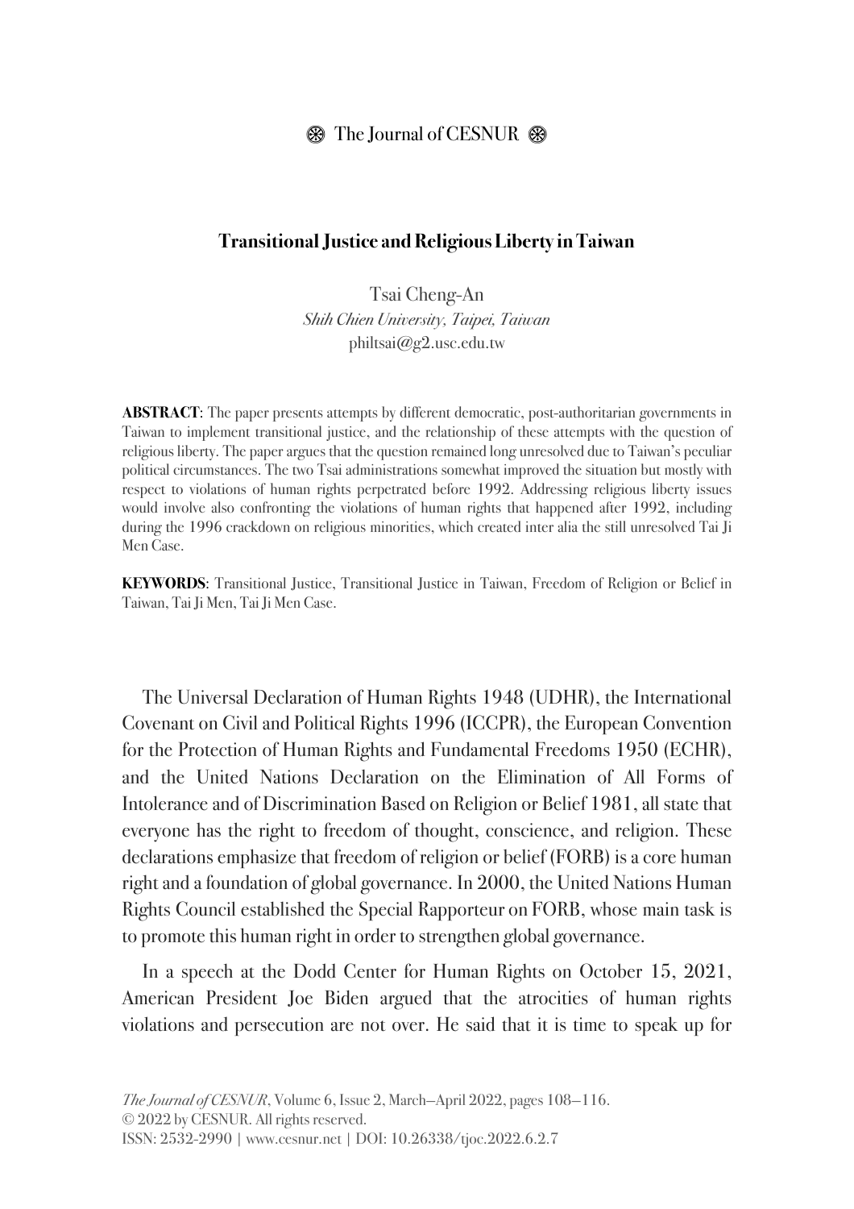# Transitional Justice and Religious Liberty in Taiwan

Tsai Cheng-An
*Shih Chien University, Taipei, Taiwan*
philtsai@g2.usc.edu.tw

**ABSTRACT**: The paper presents attempts by different democratic, post-authoritarian governments in Taiwan to implement transitional justice, and the relationship of these attempts with the question of religious liberty. The paper argues that the question remained long unresolved due to Taiwan's peculiar political circumstances. The two Tsai administrations somewhat improved the situation but mostly with respect to violations of human rights perpetrated before 1992. Addressing religious liberty issues would involve also confronting the violations of human rights that happened after 1992, including during the 1996 crackdown on religious minorities, which created inter alia the still unresolved Tai Ji Men Case.

**KEYWORDS**: Transitional Justice, Transitional Justice in Taiwan, Freedom of Religion or Belief in Taiwan, Tai Ji Men, Tai Ji Men Case.

The Universal Declaration of Human Rights 1948 (UDHR), the International Covenant on Civil and Political Rights 1996 (ICCPR), the European Convention for the Protection of Human Rights and Fundamental Freedoms 1950 (ECHR), and the United Nations Declaration on the Elimination of All Forms of Intolerance and of Discrimination Based on Religion or Belief 1981, all state that everyone has the right to freedom of thought, conscience, and religion. These declarations emphasize that freedom of religion or belief (FORB) is a core human right and a foundation of global governance. In 2000, the United Nations Human Rights Council established the Special Rapporteur on FORB, whose main task is to promote this human right in order to strengthen global governance.

In a speech at the Dodd Center for Human Rights on October 15, 2021, American President Joe Biden argued that the atrocities of human rights violations and persecution are not over. He said that it is time to speak up for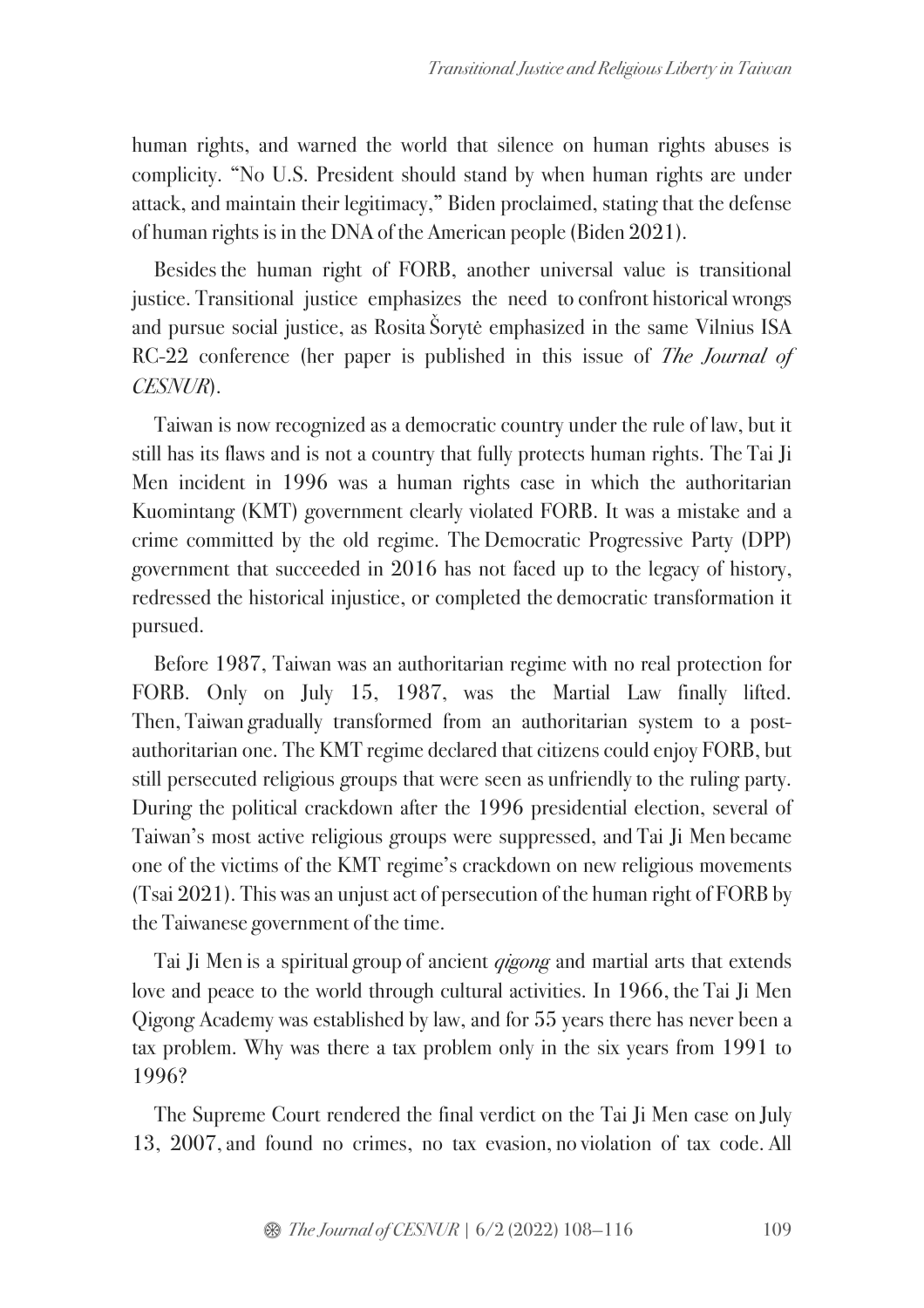human rights, and warned the world that silence on human rights abuses is complicity. "No U.S. President should stand by when human rights are under attack, and maintain their legitimacy," Biden proclaimed, stating that the defense of human rights is in the DNA of the American people (Biden 2021).

Besides the human right of FORB, another universal value is transitional justice. Transitional justice emphasizes the need to confront historical wrongs and pursue social justice, as Rosita Šorytė emphasized in the same Vilnius ISA RC-22 conference (her paper is published in this issue of *The Journal of CESNUR*).

Taiwan is now recognized as a democratic country under the rule of law, but it still has its flaws and is not a country that fully protects human rights. The Tai Ji Men incident in 1996 was a human rights case in which the authoritarian Kuomintang (KMT) government clearly violated FORB. It was a mistake and a crime committed by the old regime. The Democratic Progressive Party (DPP) government that succeeded in 2016 has not faced up to the legacy of history, redressed the historical injustice, or completed the democratic transformation it pursued.

Before 1987, Taiwan was an authoritarian regime with no real protection for FORB. Only on July 15, 1987, was the Martial Law finally lifted. Then, Taiwan gradually transformed from an authoritarian system to a post-authoritarian one. The KMT regime declared that citizens could enjoy FORB, but still persecuted religious groups that were seen as unfriendly to the ruling party. During the political crackdown after the 1996 presidential election, several of Taiwan's most active religious groups were suppressed, and Tai Ji Men became one of the victims of the KMT regime's crackdown on new religious movements (Tsai 2021). This was an unjust act of persecution of the human right of FORB by the Taiwanese government of the time.

Tai Ji Men is a spiritual group of ancient *qigong* and martial arts that extends love and peace to the world through cultural activities. In 1966, the Tai Ji Men Qigong Academy was established by law, and for 55 years there has never been a tax problem. Why was there a tax problem only in the six years from 1991 to 1996?

The Supreme Court rendered the final verdict on the Tai Ji Men case on July 13, 2007, and found no crimes, no tax evasion, no violation of tax code. All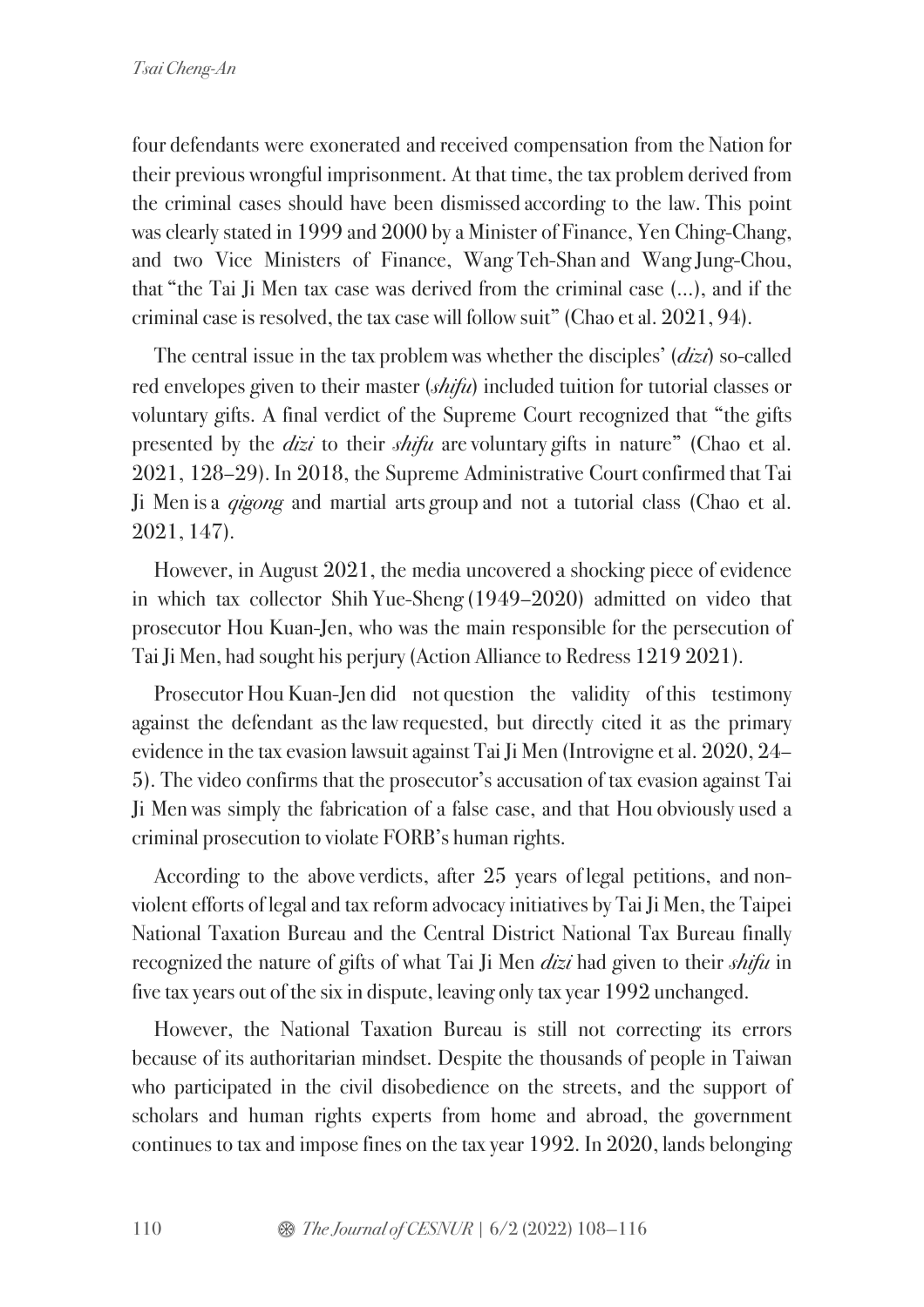four defendants were exonerated and received compensation from the Nation for their previous wrongful imprisonment. At that time, the tax problem derived from the criminal cases should have been dismissed according to the law. This point was clearly stated in 1999 and 2000 by a Minister of Finance, Yen Ching-Chang, and two Vice Ministers of Finance, Wang Teh-Shan and Wang Jung-Chou, that "the Tai Ji Men tax case was derived from the criminal case (…), and if the criminal case is resolved, the tax case will follow suit" (Chao et al. 2021, 94).

The central issue in the tax problem was whether the disciples' (*dizi*) so-called red envelopes given to their master (*shifu*) included tuition for tutorial classes or voluntary gifts. A final verdict of the Supreme Court recognized that "the gifts presented by the *dizi* to their *shifu* are voluntary gifts in nature" (Chao et al. 2021, 128–29). In 2018, the Supreme Administrative Court confirmed that Tai Ji Men is a *qigong* and martial arts group and not a tutorial class (Chao et al. 2021, 147).

However, in August 2021, the media uncovered a shocking piece of evidence in which tax collector Shih Yue-Sheng (1949–2020) admitted on video that prosecutor Hou Kuan-Jen, who was the main responsible for the persecution of Tai Ji Men, had sought his perjury (Action Alliance to Redress 1219 2021).

Prosecutor Hou Kuan-Jen did not question the validity of this testimony against the defendant as the law requested, but directly cited it as the primary evidence in the tax evasion lawsuit against Tai Ji Men (Introvigne et al. 2020, 24–5). The video confirms that the prosecutor's accusation of tax evasion against Tai Ji Men was simply the fabrication of a false case, and that Hou obviously used a criminal prosecution to violate FORB's human rights.

According to the above verdicts, after 25 years of legal petitions, and non-violent efforts of legal and tax reform advocacy initiatives by Tai Ji Men, the Taipei National Taxation Bureau and the Central District National Tax Bureau finally recognized the nature of gifts of what Tai Ji Men *dizi* had given to their *shifu* in five tax years out of the six in dispute, leaving only tax year 1992 unchanged.

However, the National Taxation Bureau is still not correcting its errors because of its authoritarian mindset. Despite the thousands of people in Taiwan who participated in the civil disobedience on the streets, and the support of scholars and human rights experts from home and abroad, the government continues to tax and impose fines on the tax year 1992. In 2020, lands belonging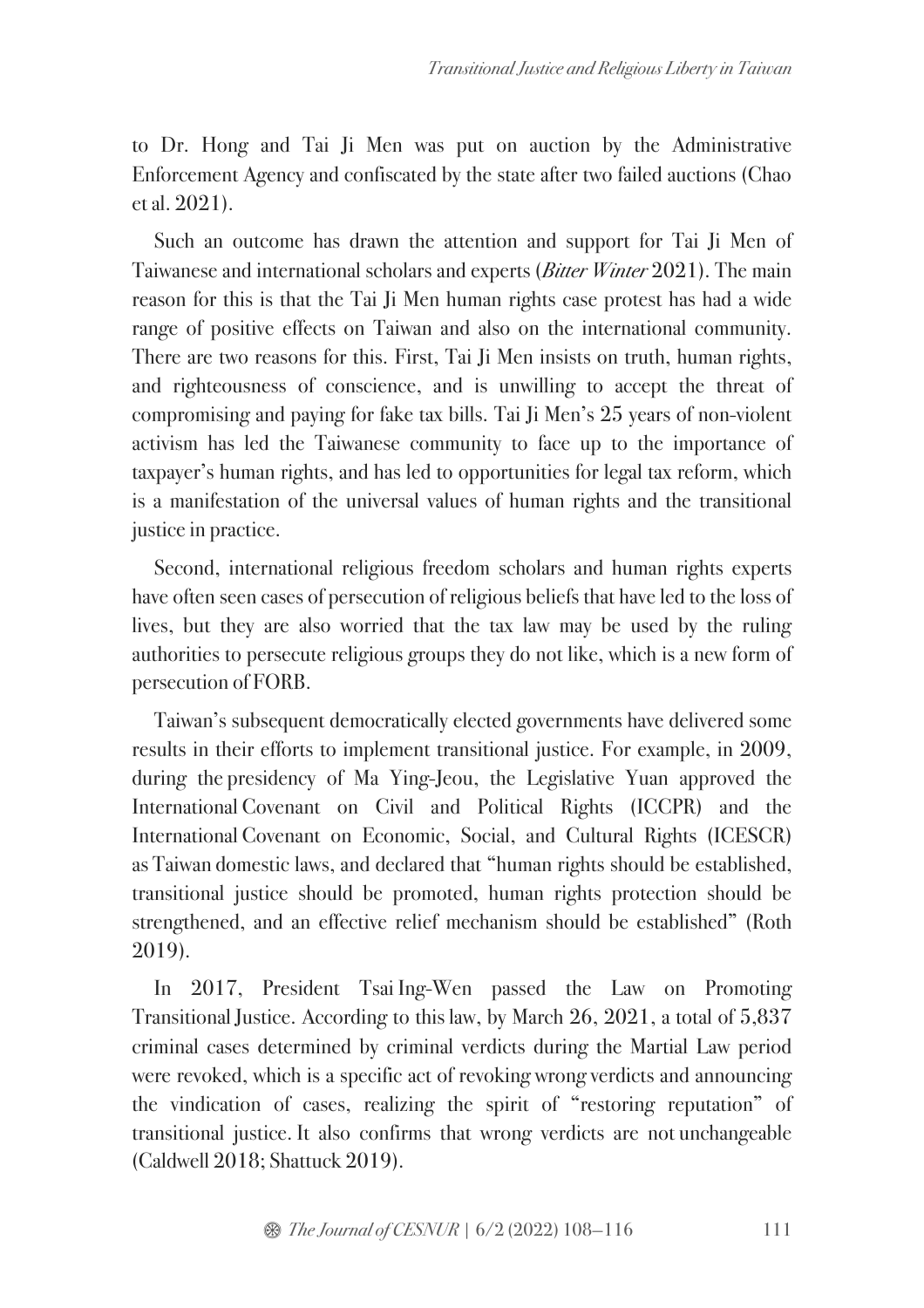to Dr. Hong and Tai Ji Men was put on auction by the Administrative Enforcement Agency and confiscated by the state after two failed auctions (Chao et al. 2021).

Such an outcome has drawn the attention and support for Tai Ji Men of Taiwanese and international scholars and experts (*Bitter Winter* 2021). The main reason for this is that the Tai Ji Men human rights case protest has had a wide range of positive effects on Taiwan and also on the international community. There are two reasons for this. First, Tai Ji Men insists on truth, human rights, and righteousness of conscience, and is unwilling to accept the threat of compromising and paying for fake tax bills. Tai Ji Men's 25 years of non-violent activism has led the Taiwanese community to face up to the importance of taxpayer's human rights, and has led to opportunities for legal tax reform, which is a manifestation of the universal values of human rights and the transitional justice in practice.

Second, international religious freedom scholars and human rights experts have often seen cases of persecution of religious beliefs that have led to the loss of lives, but they are also worried that the tax law may be used by the ruling authorities to persecute religious groups they do not like, which is a new form of persecution of FORB.

Taiwan's subsequent democratically elected governments have delivered some results in their efforts to implement transitional justice. For example, in 2009, during the presidency of Ma Ying-Jeou, the Legislative Yuan approved the International Covenant on Civil and Political Rights (ICCPR) and the International Covenant on Economic, Social, and Cultural Rights (ICESCR) as Taiwan domestic laws, and declared that "human rights should be established, transitional justice should be promoted, human rights protection should be strengthened, and an effective relief mechanism should be established" (Roth 2019).

In 2017, President Tsai Ing-Wen passed the Law on Promoting Transitional Justice. According to this law, by March 26, 2021, a total of 5,837 criminal cases determined by criminal verdicts during the Martial Law period were revoked, which is a specific act of revoking wrong verdicts and announcing the vindication of cases, realizing the spirit of "restoring reputation" of transitional justice. It also confirms that wrong verdicts are not unchangeable (Caldwell 2018; Shattuck 2019).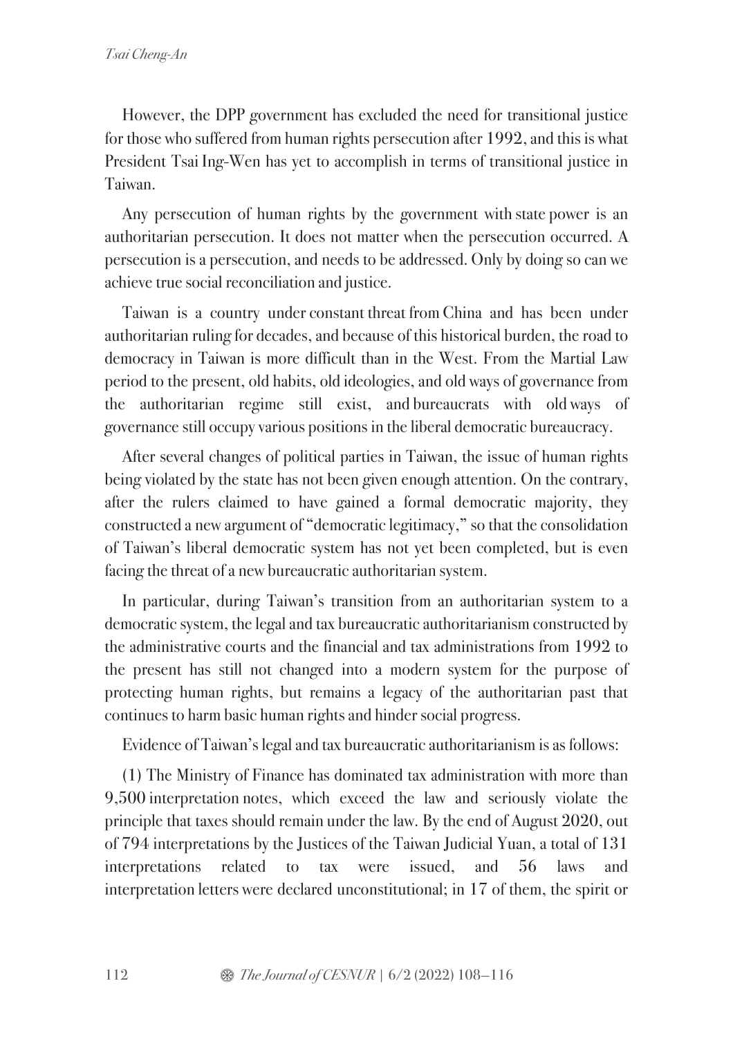However, the DPP government has excluded the need for transitional justice for those who suffered from human rights persecution after 1992, and this is what President Tsai Ing-Wen has yet to accomplish in terms of transitional justice in Taiwan.

Any persecution of human rights by the government with state power is an authoritarian persecution. It does not matter when the persecution occurred. A persecution is a persecution, and needs to be addressed. Only by doing so can we achieve true social reconciliation and justice.

Taiwan is a country under constant threat from China and has been under authoritarian ruling for decades, and because of this historical burden, the road to democracy in Taiwan is more difficult than in the West. From the Martial Law period to the present, old habits, old ideologies, and old ways of governance from the authoritarian regime still exist, and bureaucrats with old ways of governance still occupy various positions in the liberal democratic bureaucracy.

After several changes of political parties in Taiwan, the issue of human rights being violated by the state has not been given enough attention. On the contrary, after the rulers claimed to have gained a formal democratic majority, they constructed a new argument of "democratic legitimacy," so that the consolidation of Taiwan's liberal democratic system has not yet been completed, but is even facing the threat of a new bureaucratic authoritarian system.

In particular, during Taiwan's transition from an authoritarian system to a democratic system, the legal and tax bureaucratic authoritarianism constructed by the administrative courts and the financial and tax administrations from 1992 to the present has still not changed into a modern system for the purpose of protecting human rights, but remains a legacy of the authoritarian past that continues to harm basic human rights and hinder social progress.

Evidence of Taiwan's legal and tax bureaucratic authoritarianism is as follows:

(1) The Ministry of Finance has dominated tax administration with more than 9,500 interpretation notes, which exceed the law and seriously violate the principle that taxes should remain under the law. By the end of August 2020, out of 794 interpretations by the Justices of the Taiwan Judicial Yuan, a total of 131 interpretations related to tax were issued, and 56 laws and interpretation letters were declared unconstitutional; in 17 of them, the spirit or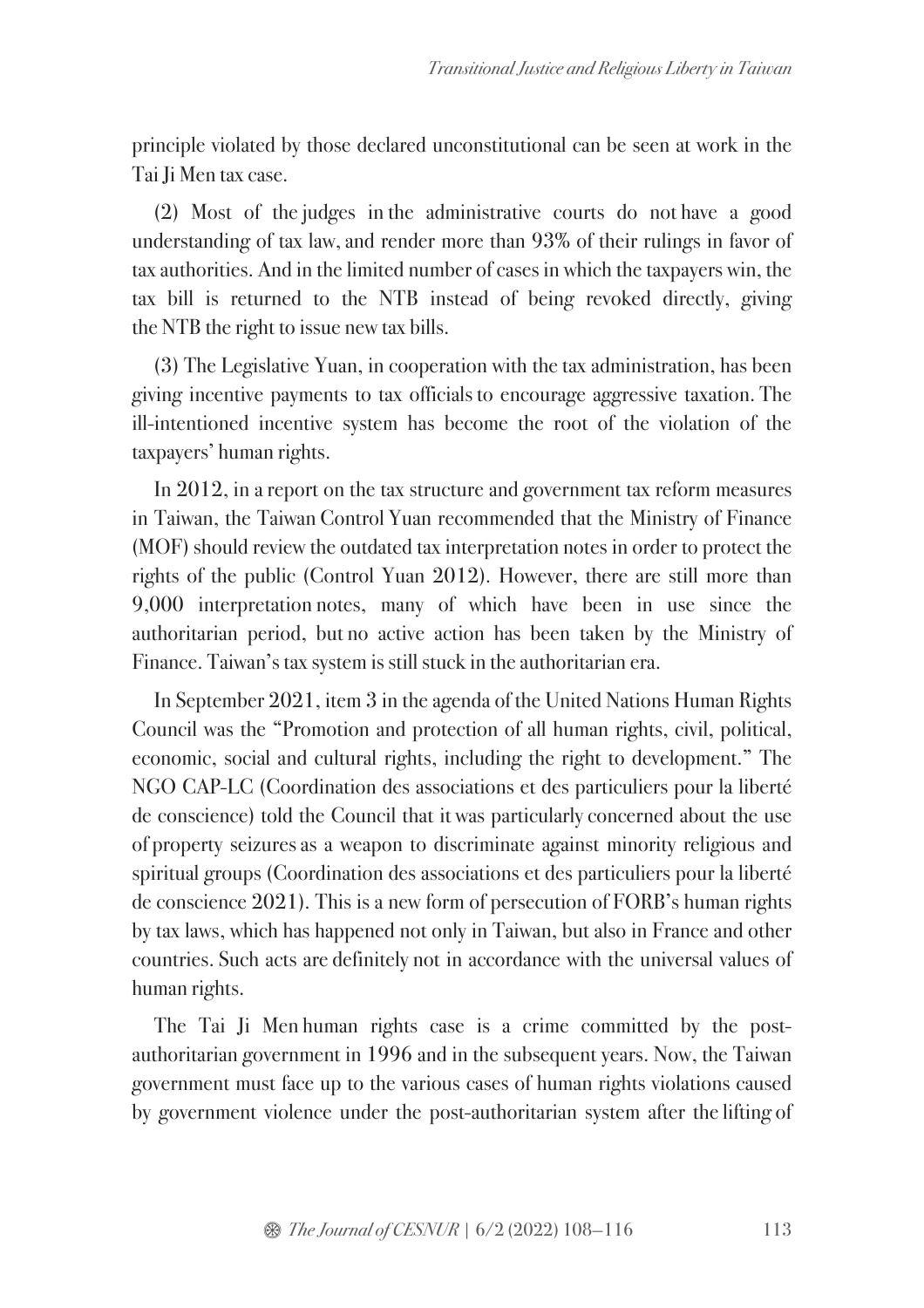principle violated by those declared unconstitutional can be seen at work in the Tai Ji Men tax case.

(2) Most of the judges in the administrative courts do not have a good understanding of tax law, and render more than 93% of their rulings in favor of tax authorities. And in the limited number of cases in which the taxpayers win, the tax bill is returned to the NTB instead of being revoked directly, giving the NTB the right to issue new tax bills.

(3) The Legislative Yuan, in cooperation with the tax administration, has been giving incentive payments to tax officials to encourage aggressive taxation. The ill-intentioned incentive system has become the root of the violation of the taxpayers' human rights.

In 2012, in a report on the tax structure and government tax reform measures in Taiwan, the Taiwan Control Yuan recommended that the Ministry of Finance (MOF) should review the outdated tax interpretation notes in order to protect the rights of the public (Control Yuan 2012). However, there are still more than 9,000 interpretation notes, many of which have been in use since the authoritarian period, but no active action has been taken by the Ministry of Finance. Taiwan's tax system is still stuck in the authoritarian era.

In September 2021, item 3 in the agenda of the United Nations Human Rights Council was the "Promotion and protection of all human rights, civil, political, economic, social and cultural rights, including the right to development." The NGO CAP-LC (Coordination des associations et des particuliers pour la liberté de conscience) told the Council that it was particularly concerned about the use of property seizures as a weapon to discriminate against minority religious and spiritual groups (Coordination des associations et des particuliers pour la liberté de conscience 2021). This is a new form of persecution of FORB's human rights by tax laws, which has happened not only in Taiwan, but also in France and other countries. Such acts are definitely not in accordance with the universal values of human rights.

The Tai Ji Men human rights case is a crime committed by the post-authoritarian government in 1996 and in the subsequent years. Now, the Taiwan government must face up to the various cases of human rights violations caused by government violence under the post-authoritarian system after the lifting of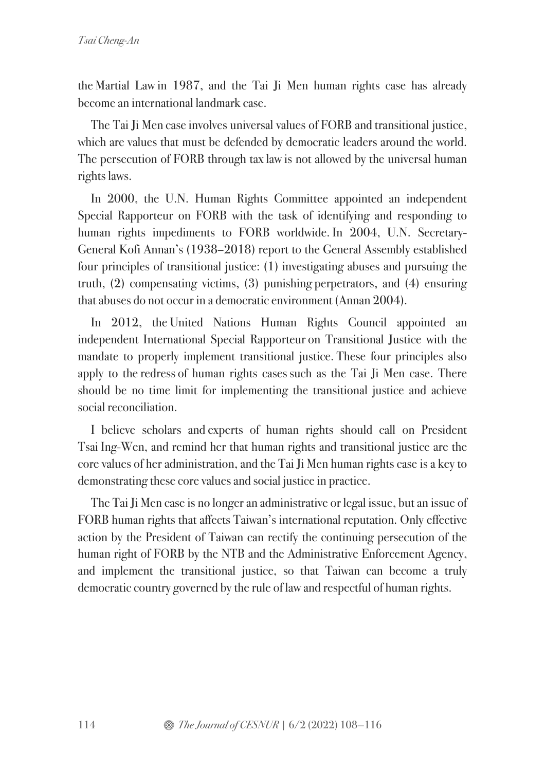the Martial Law in 1987, and the Tai Ji Men human rights case has already become an international landmark case.

The Tai Ji Men case involves universal values of FORB and transitional justice, which are values that must be defended by democratic leaders around the world. The persecution of FORB through tax law is not allowed by the universal human rights laws.

In 2000, the U.N. Human Rights Committee appointed an independent Special Rapporteur on FORB with the task of identifying and responding to human rights impediments to FORB worldwide. In 2004, U.N. Secretary-General Kofi Annan's (1938–2018) report to the General Assembly established four principles of transitional justice: (1) investigating abuses and pursuing the truth, (2) compensating victims, (3) punishing perpetrators, and (4) ensuring that abuses do not occur in a democratic environment (Annan 2004).

In 2012, the United Nations Human Rights Council appointed an independent International Special Rapporteur on Transitional Justice with the mandate to properly implement transitional justice. These four principles also apply to the redress of human rights cases such as the Tai Ji Men case. There should be no time limit for implementing the transitional justice and achieve social reconciliation.

I believe scholars and experts of human rights should call on President Tsai Ing-Wen, and remind her that human rights and transitional justice are the core values of her administration, and the Tai Ji Men human rights case is a key to demonstrating these core values and social justice in practice.

The Tai Ji Men case is no longer an administrative or legal issue, but an issue of FORB human rights that affects Taiwan's international reputation. Only effective action by the President of Taiwan can rectify the continuing persecution of the human right of FORB by the NTB and the Administrative Enforcement Agency, and implement the transitional justice, so that Taiwan can become a truly democratic country governed by the rule of law and respectful of human rights.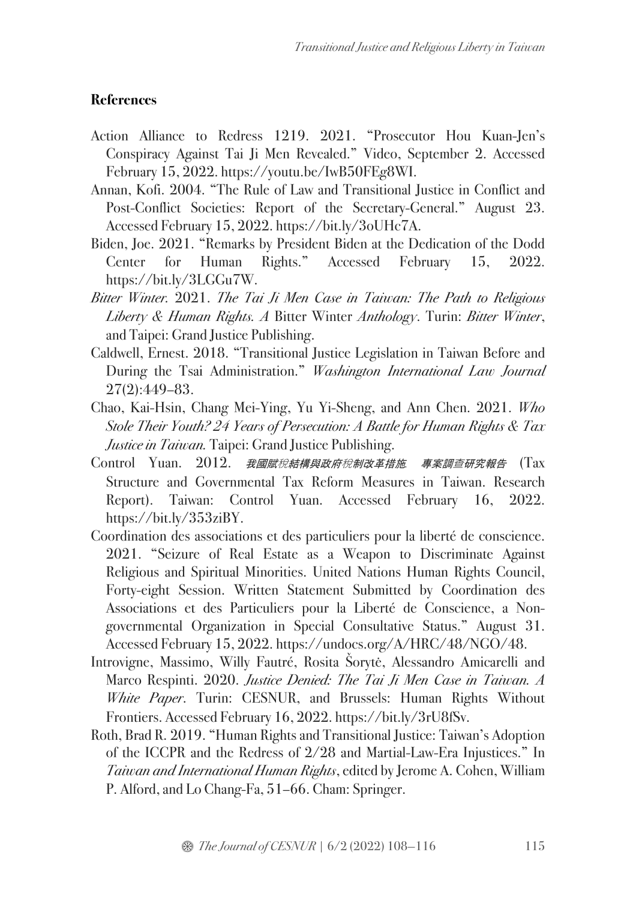**References**

Action Alliance to Redress 1219. 2021. "Prosecutor Hou Kuan-Jen's Conspiracy Against Tai Ji Men Revealed." Video, September 2. Accessed February 15, 2022. https://youtu.be/IwB50FEg8WI.

Annan, Kofi. 2004. "The Rule of Law and Transitional Justice in Conflict and Post-Conflict Societies: Report of the Secretary-General." August 23. Accessed February 15, 2022. https://bit.ly/3oUHc7A.

Biden, Joe. 2021. "Remarks by President Biden at the Dedication of the Dodd Center for Human Rights." Accessed February 15, 2022. https://bit.ly/3LGGu7W.

*Bitter Winter*. 2021. *The Tai Ji Men Case in Taiwan: The Path to Religious Liberty & Human Rights. A* Bitter Winter *Anthology*. Turin: *Bitter Winter*, and Taipei: Grand Justice Publishing.

Caldwell, Ernest. 2018. "Transitional Justice Legislation in Taiwan Before and During the Tsai Administration." *Washington International Law Journal* 27(2):449–83.

Chao, Kai-Hsin, Chang Mei-Ying, Yu Yi-Sheng, and Ann Chen. 2021. *Who Stole Their Youth? 24 Years of Persecution: A Battle for Human Rights & Tax Justice in Taiwan.* Taipei: Grand Justice Publishing.

Control Yuan. 2012. *我國賦稅結構與政府稅制改革措施 專案調查研究報告* (Tax Structure and Governmental Tax Reform Measures in Taiwan. Research Report). Taiwan: Control Yuan. Accessed February 16, 2022. https://bit.ly/353ziBY.

Coordination des associations et des particuliers pour la liberté de conscience. 2021. "Seizure of Real Estate as a Weapon to Discriminate Against Religious and Spiritual Minorities. United Nations Human Rights Council, Forty-eight Session. Written Statement Submitted by Coordination des Associations et des Particuliers pour la Liberté de Conscience, a Non-governmental Organization in Special Consultative Status." August 31. Accessed February 15, 2022. https://undocs.org/A/HRC/48/NGO/48.

Introvigne, Massimo, Willy Fautré, Rosita Šorytė, Alessandro Amicarelli and Marco Respinti. 2020. *Justice Denied: The Tai Ji Men Case in Taiwan. A White Paper*. Turin: CESNUR, and Brussels: Human Rights Without Frontiers. Accessed February 16, 2022. https://bit.ly/3rU8fSv.

Roth, Brad R. 2019. "Human Rights and Transitional Justice: Taiwan's Adoption of the ICCPR and the Redress of 2/28 and Martial-Law-Era Injustices." In *Taiwan and International Human Rights*, edited by Jerome A. Cohen, William P. Alford, and Lo Chang-Fa, 51–66. Cham: Springer.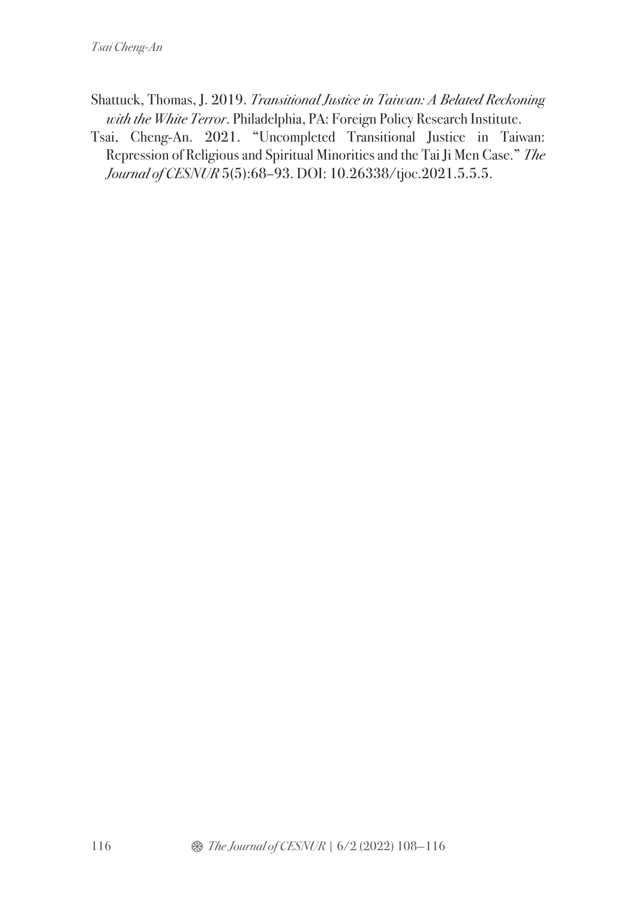Shattuck, Thomas, J. 2019. *Transitional Justice in Taiwan: A Belated Reckoning with the White Terror*. Philadelphia, PA: Foreign Policy Research Institute.

Tsai, Cheng-An. 2021. "Uncompleted Transitional Justice in Taiwan: Repression of Religious and Spiritual Minorities and the Tai Ji Men Case." *The Journal of CESNUR* 5(5):68–93. DOI: 10.26338/tjoc.2021.5.5.5.